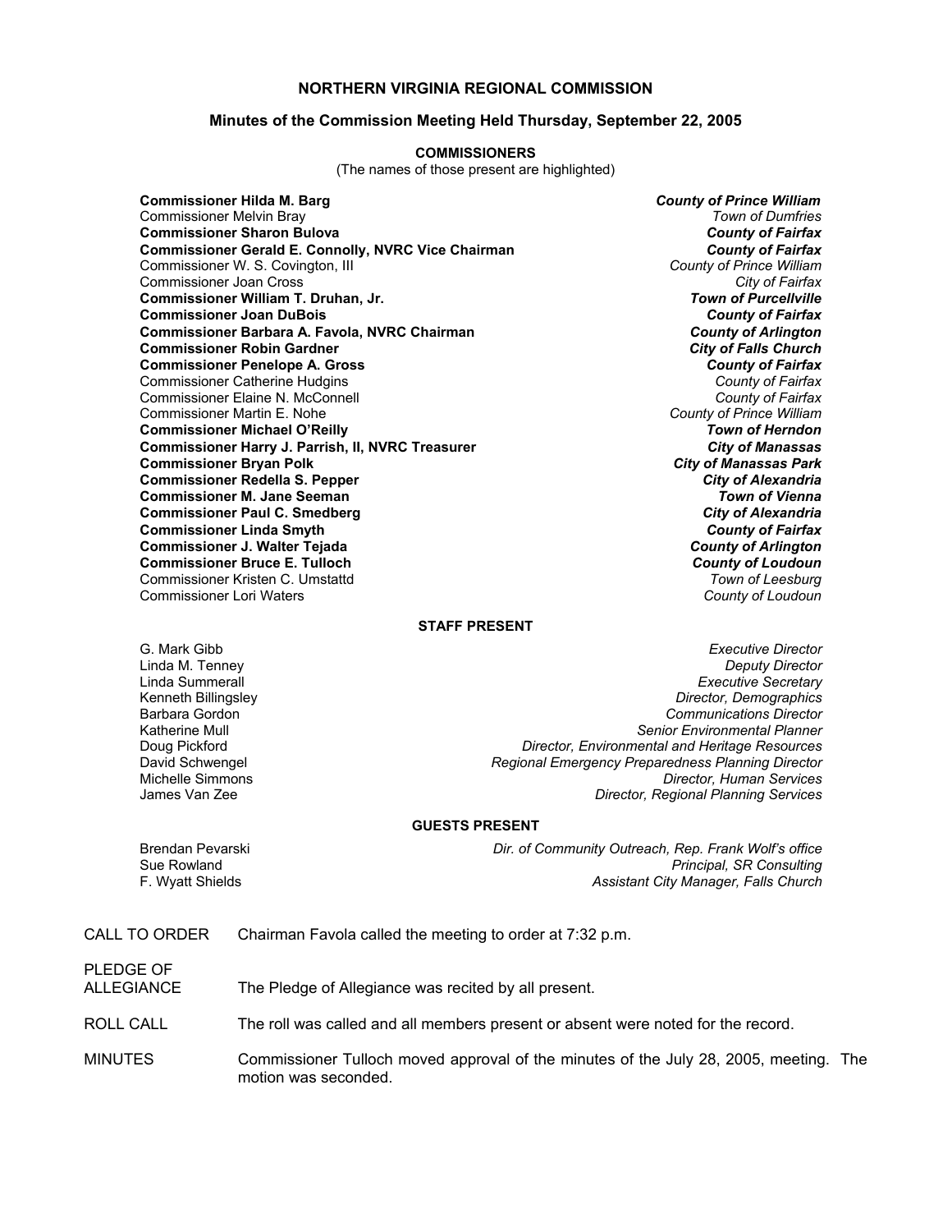**NORTHERN VIRGINIA REGIONAL COMMISSION**

**Minutes of the Commission Meeting Held Thursday, September 22, 2005**

**COMMISSIONERS**

(The names of those present are highlighted)

| | |
|---|---|
| **Commissioner Hilda M. Barg** | ***County of Prince William*** |
| Commissioner Melvin Bray | *Town of Dumfries* |
| **Commissioner Sharon Bulova** | ***County of Fairfax*** |
| **Commissioner Gerald E. Connolly, NVRC Vice Chairman** | ***County of Fairfax*** |
| Commissioner W. S. Covington, III | *County of Prince William* |
| Commissioner Joan Cross | *City of Fairfax* |
| **Commissioner William T. Druhan, Jr.** | ***Town of Purcellville*** |
| **Commissioner Joan DuBois** | ***County of Fairfax*** |
| **Commissioner Barbara A. Favola, NVRC Chairman** | ***County of Arlington*** |
| **Commissioner Robin Gardner** | ***City of Falls Church*** |
| **Commissioner Penelope A. Gross** | ***County of Fairfax*** |
| Commissioner Catherine Hudgins | *County of Fairfax* |
| Commissioner Elaine N. McConnell | *County of Fairfax* |
| Commissioner Martin E. Nohe | *County of Prince William* |
| **Commissioner Michael O'Reilly** | ***Town of Herndon*** |
| **Commissioner Harry J. Parrish, II, NVRC Treasurer** | ***City of Manassas*** |
| **Commissioner Bryan Polk** | ***City of Manassas Park*** |
| **Commissioner Redella S. Pepper** | ***City of Alexandria*** |
| **Commissioner M. Jane Seeman** | ***Town of Vienna*** |
| **Commissioner Paul C. Smedberg** | ***City of Alexandria*** |
| **Commissioner Linda Smyth** | ***County of Fairfax*** |
| **Commissioner J. Walter Tejada** | ***County of Arlington*** |
| **Commissioner Bruce E. Tulloch** | ***County of Loudoun*** |
| Commissioner Kristen C. Umstattd | *Town of Leesburg* |
| Commissioner Lori Waters | *County of Loudoun* |

**STAFF PRESENT**

| | |
|---|---|
| G. Mark Gibb | *Executive Director* |
| Linda M. Tenney | *Deputy Director* |
| Linda Summerall | *Executive Secretary* |
| Kenneth Billingsley | *Director, Demographics* |
| Barbara Gordon | *Communications Director* |
| Katherine Mull | *Senior Environmental Planner* |
| Doug Pickford | *Director, Environmental and Heritage Resources* |
| David Schwengel | *Regional Emergency Preparedness Planning Director* |
| Michelle Simmons | *Director, Human Services* |
| James Van Zee | *Director, Regional Planning Services* |

**GUESTS PRESENT**

| | |
|---|---|
| Brendan Pevarski | *Dir. of Community Outreach, Rep. Frank Wolf's office* |
| Sue Rowland | *Principal, SR Consulting* |
| F. Wyatt Shields | *Assistant City Manager, Falls Church* |

CALL TO ORDER — Chairman Favola called the meeting to order at 7:32 p.m.

PLEDGE OF ALLEGIANCE — The Pledge of Allegiance was recited by all present.

ROLL CALL — The roll was called and all members present or absent were noted for the record.

MINUTES — Commissioner Tulloch moved approval of the minutes of the July 28, 2005, meeting. The motion was seconded.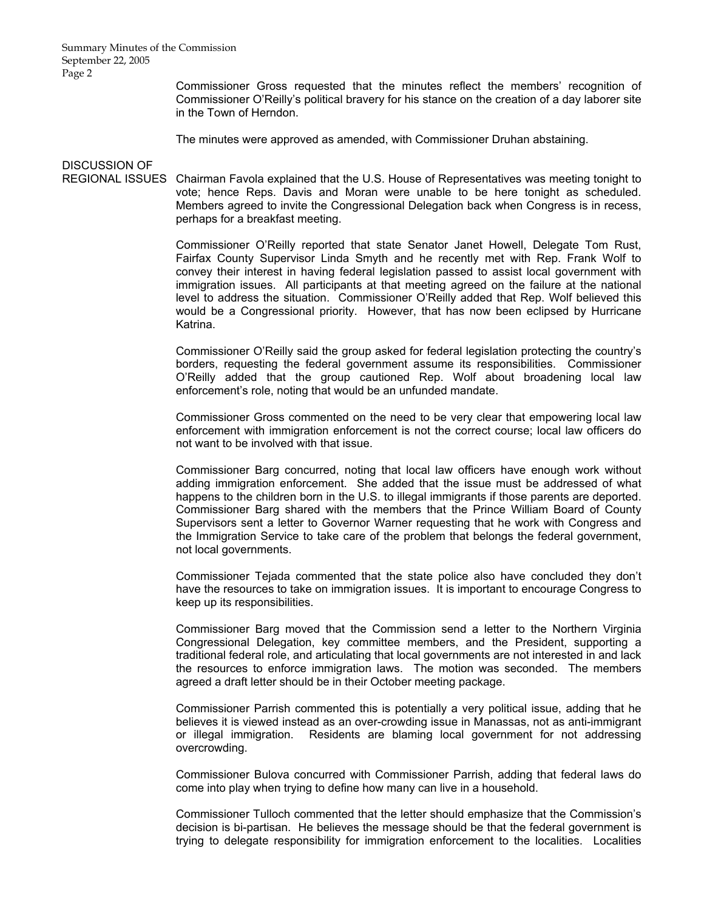Commissioner Gross requested that the minutes reflect the members' recognition of Commissioner O'Reilly's political bravery for his stance on the creation of a day laborer site in the Town of Herndon.

The minutes were approved as amended, with Commissioner Druhan abstaining.

**DISCUSSION OF REGIONAL ISSUES**

Chairman Favola explained that the U.S. House of Representatives was meeting tonight to vote; hence Reps. Davis and Moran were unable to be here tonight as scheduled. Members agreed to invite the Congressional Delegation back when Congress is in recess, perhaps for a breakfast meeting.

Commissioner O'Reilly reported that state Senator Janet Howell, Delegate Tom Rust, Fairfax County Supervisor Linda Smyth and he recently met with Rep. Frank Wolf to convey their interest in having federal legislation passed to assist local government with immigration issues. All participants at that meeting agreed on the failure at the national level to address the situation. Commissioner O'Reilly added that Rep. Wolf believed this would be a Congressional priority. However, that has now been eclipsed by Hurricane Katrina.

Commissioner O'Reilly said the group asked for federal legislation protecting the country's borders, requesting the federal government assume its responsibilities. Commissioner O'Reilly added that the group cautioned Rep. Wolf about broadening local law enforcement's role, noting that would be an unfunded mandate.

Commissioner Gross commented on the need to be very clear that empowering local law enforcement with immigration enforcement is not the correct course; local law officers do not want to be involved with that issue.

Commissioner Barg concurred, noting that local law officers have enough work without adding immigration enforcement. She added that the issue must be addressed of what happens to the children born in the U.S. to illegal immigrants if those parents are deported. Commissioner Barg shared with the members that the Prince William Board of County Supervisors sent a letter to Governor Warner requesting that he work with Congress and the Immigration Service to take care of the problem that belongs the federal government, not local governments.

Commissioner Tejada commented that the state police also have concluded they don't have the resources to take on immigration issues. It is important to encourage Congress to keep up its responsibilities.

Commissioner Barg moved that the Commission send a letter to the Northern Virginia Congressional Delegation, key committee members, and the President, supporting a traditional federal role, and articulating that local governments are not interested in and lack the resources to enforce immigration laws. The motion was seconded. The members agreed a draft letter should be in their October meeting package.

Commissioner Parrish commented this is potentially a very political issue, adding that he believes it is viewed instead as an over-crowding issue in Manassas, not as anti-immigrant or illegal immigration. Residents are blaming local government for not addressing overcrowding.

Commissioner Bulova concurred with Commissioner Parrish, adding that federal laws do come into play when trying to define how many can live in a household.

Commissioner Tulloch commented that the letter should emphasize that the Commission's decision is bi-partisan. He believes the message should be that the federal government is trying to delegate responsibility for immigration enforcement to the localities. Localities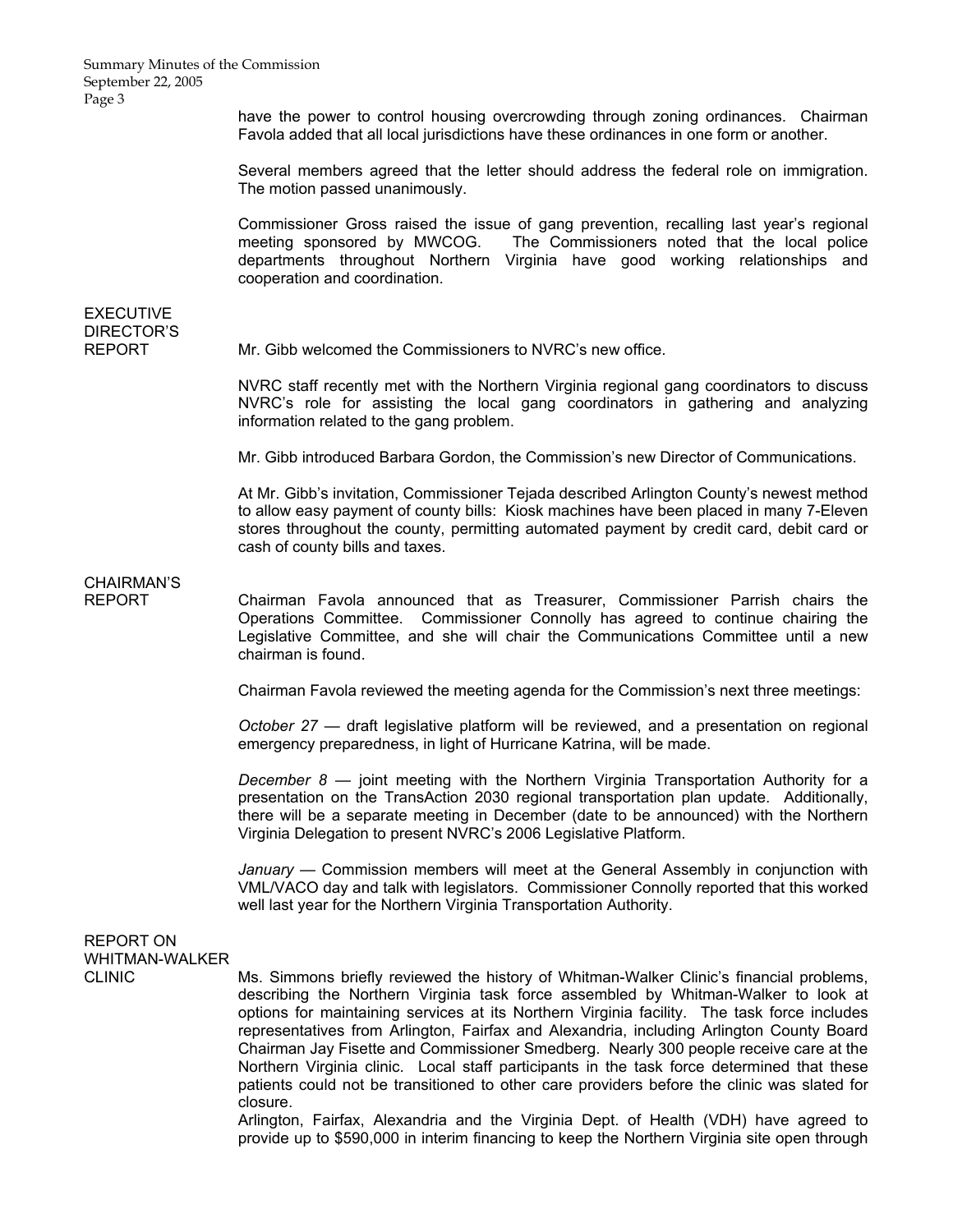have the power to control housing overcrowding through zoning ordinances. Chairman Favola added that all local jurisdictions have these ordinances in one form or another.

Several members agreed that the letter should address the federal role on immigration. The motion passed unanimously.

Commissioner Gross raised the issue of gang prevention, recalling last year's regional meeting sponsored by MWCOG. The Commissioners noted that the local police departments throughout Northern Virginia have good working relationships and cooperation and coordination.

## EXECUTIVE DIRECTOR'S REPORT

Mr. Gibb welcomed the Commissioners to NVRC's new office.

NVRC staff recently met with the Northern Virginia regional gang coordinators to discuss NVRC's role for assisting the local gang coordinators in gathering and analyzing information related to the gang problem.

Mr. Gibb introduced Barbara Gordon, the Commission's new Director of Communications.

At Mr. Gibb's invitation, Commissioner Tejada described Arlington County's newest method to allow easy payment of county bills: Kiosk machines have been placed in many 7-Eleven stores throughout the county, permitting automated payment by credit card, debit card or cash of county bills and taxes.

## CHAIRMAN'S REPORT

Chairman Favola announced that as Treasurer, Commissioner Parrish chairs the Operations Committee. Commissioner Connolly has agreed to continue chairing the Legislative Committee, and she will chair the Communications Committee until a new chairman is found.

Chairman Favola reviewed the meeting agenda for the Commission's next three meetings:

*October 27* — draft legislative platform will be reviewed, and a presentation on regional emergency preparedness, in light of Hurricane Katrina, will be made.

*December 8* — joint meeting with the Northern Virginia Transportation Authority for a presentation on the TransAction 2030 regional transportation plan update. Additionally, there will be a separate meeting in December (date to be announced) with the Northern Virginia Delegation to present NVRC's 2006 Legislative Platform.

*January* — Commission members will meet at the General Assembly in conjunction with VML/VACO day and talk with legislators. Commissioner Connolly reported that this worked well last year for the Northern Virginia Transportation Authority.

## REPORT ON WHITMAN-WALKER CLINIC

Ms. Simmons briefly reviewed the history of Whitman-Walker Clinic's financial problems, describing the Northern Virginia task force assembled by Whitman-Walker to look at options for maintaining services at its Northern Virginia facility. The task force includes representatives from Arlington, Fairfax and Alexandria, including Arlington County Board Chairman Jay Fisette and Commissioner Smedberg. Nearly 300 people receive care at the Northern Virginia clinic. Local staff participants in the task force determined that these patients could not be transitioned to other care providers before the clinic was slated for closure.

Arlington, Fairfax, Alexandria and the Virginia Dept. of Health (VDH) have agreed to provide up to $590,000 in interim financing to keep the Northern Virginia site open through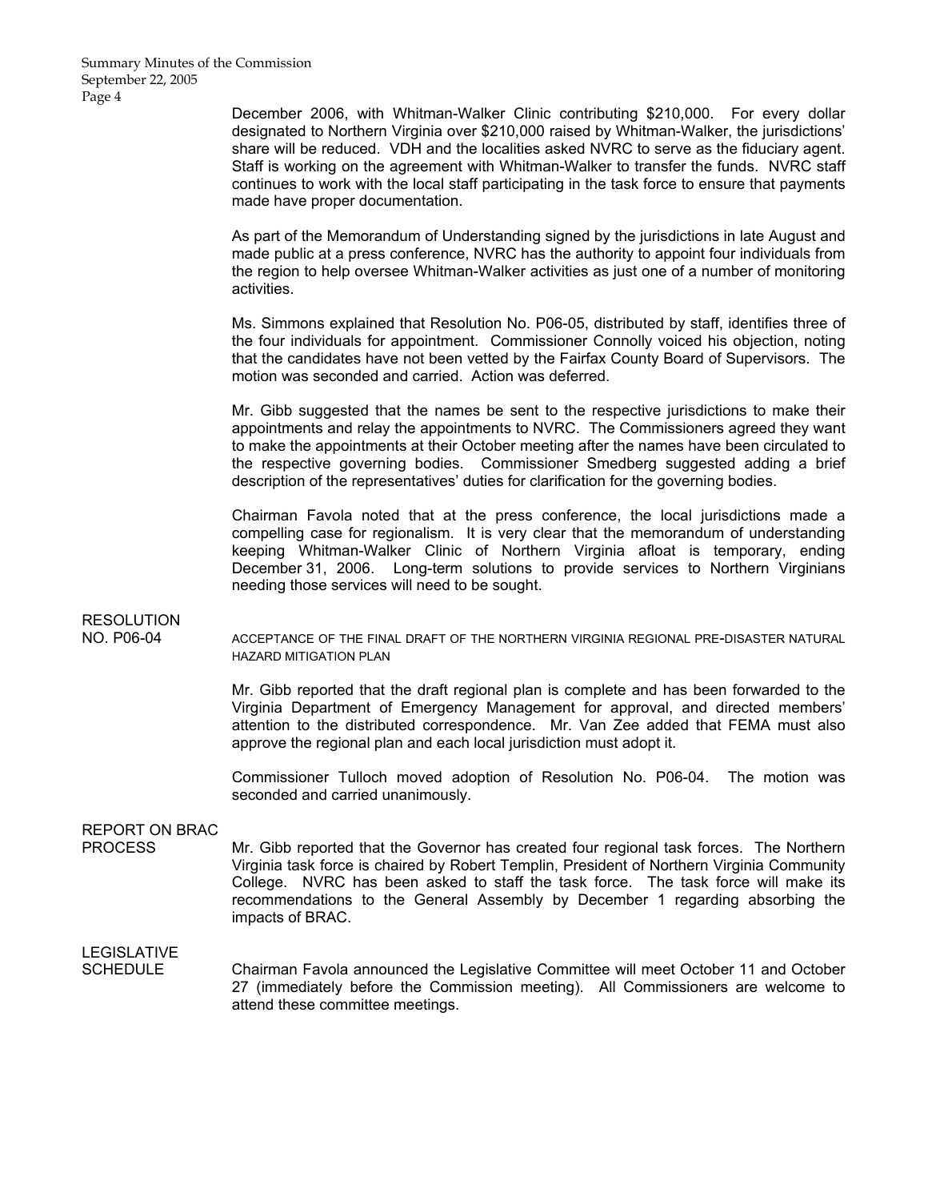December 2006, with Whitman-Walker Clinic contributing \$210,000. For every dollar designated to Northern Virginia over \$210,000 raised by Whitman-Walker, the jurisdictions' share will be reduced. VDH and the localities asked NVRC to serve as the fiduciary agent. Staff is working on the agreement with Whitman-Walker to transfer the funds. NVRC staff continues to work with the local staff participating in the task force to ensure that payments made have proper documentation.

As part of the Memorandum of Understanding signed by the jurisdictions in late August and made public at a press conference, NVRC has the authority to appoint four individuals from the region to help oversee Whitman-Walker activities as just one of a number of monitoring activities.

Ms. Simmons explained that Resolution No. P06-05, distributed by staff, identifies three of the four individuals for appointment. Commissioner Connolly voiced his objection, noting that the candidates have not been vetted by the Fairfax County Board of Supervisors. The motion was seconded and carried. Action was deferred.

Mr. Gibb suggested that the names be sent to the respective jurisdictions to make their appointments and relay the appointments to NVRC. The Commissioners agreed they want to make the appointments at their October meeting after the names have been circulated to the respective governing bodies. Commissioner Smedberg suggested adding a brief description of the representatives' duties for clarification for the governing bodies.

Chairman Favola noted that at the press conference, the local jurisdictions made a compelling case for regionalism. It is very clear that the memorandum of understanding keeping Whitman-Walker Clinic of Northern Virginia afloat is temporary, ending December 31, 2006. Long-term solutions to provide services to Northern Virginians needing those services will need to be sought.

**RESOLUTION NO. P06-04**

ACCEPTANCE OF THE FINAL DRAFT OF THE NORTHERN VIRGINIA REGIONAL PRE-DISASTER NATURAL HAZARD MITIGATION PLAN

Mr. Gibb reported that the draft regional plan is complete and has been forwarded to the Virginia Department of Emergency Management for approval, and directed members' attention to the distributed correspondence. Mr. Van Zee added that FEMA must also approve the regional plan and each local jurisdiction must adopt it.

Commissioner Tulloch moved adoption of Resolution No. P06-04. The motion was seconded and carried unanimously.

**REPORT ON BRAC PROCESS**

Mr. Gibb reported that the Governor has created four regional task forces. The Northern Virginia task force is chaired by Robert Templin, President of Northern Virginia Community College. NVRC has been asked to staff the task force. The task force will make its recommendations to the General Assembly by December 1 regarding absorbing the impacts of BRAC.

**LEGISLATIVE SCHEDULE**

Chairman Favola announced the Legislative Committee will meet October 11 and October 27 (immediately before the Commission meeting). All Commissioners are welcome to attend these committee meetings.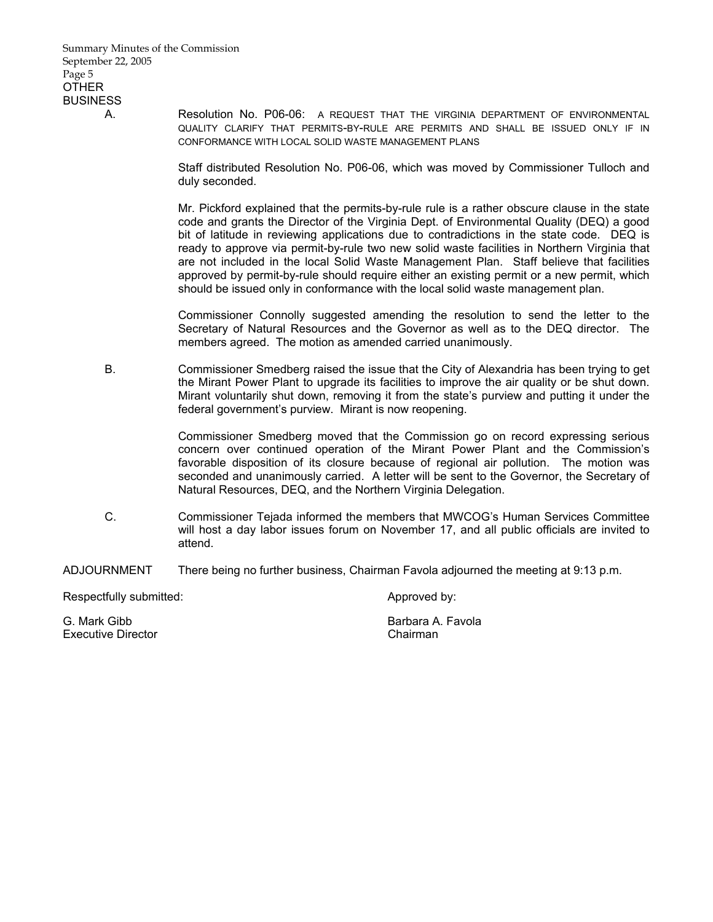OTHER BUSINESS

A. Resolution No. P06-06: A REQUEST THAT THE VIRGINIA DEPARTMENT OF ENVIRONMENTAL QUALITY CLARIFY THAT PERMITS-BY-RULE ARE PERMITS AND SHALL BE ISSUED ONLY IF IN CONFORMANCE WITH LOCAL SOLID WASTE MANAGEMENT PLANS

Staff distributed Resolution No. P06-06, which was moved by Commissioner Tulloch and duly seconded.

Mr. Pickford explained that the permits-by-rule rule is a rather obscure clause in the state code and grants the Director of the Virginia Dept. of Environmental Quality (DEQ) a good bit of latitude in reviewing applications due to contradictions in the state code. DEQ is ready to approve via permit-by-rule two new solid waste facilities in Northern Virginia that are not included in the local Solid Waste Management Plan. Staff believe that facilities approved by permit-by-rule should require either an existing permit or a new permit, which should be issued only in conformance with the local solid waste management plan.

Commissioner Connolly suggested amending the resolution to send the letter to the Secretary of Natural Resources and the Governor as well as to the DEQ director. The members agreed. The motion as amended carried unanimously.

B. Commissioner Smedberg raised the issue that the City of Alexandria has been trying to get the Mirant Power Plant to upgrade its facilities to improve the air quality or be shut down. Mirant voluntarily shut down, removing it from the state's purview and putting it under the federal government's purview. Mirant is now reopening.

Commissioner Smedberg moved that the Commission go on record expressing serious concern over continued operation of the Mirant Power Plant and the Commission's favorable disposition of its closure because of regional air pollution. The motion was seconded and unanimously carried. A letter will be sent to the Governor, the Secretary of Natural Resources, DEQ, and the Northern Virginia Delegation.

C. Commissioner Tejada informed the members that MWCOG's Human Services Committee will host a day labor issues forum on November 17, and all public officials are invited to attend.

ADJOURNMENT There being no further business, Chairman Favola adjourned the meeting at 9:13 p.m.

Respectfully submitted:

G. Mark Gibb
Executive Director

Approved by:

Barbara A. Favola
Chairman